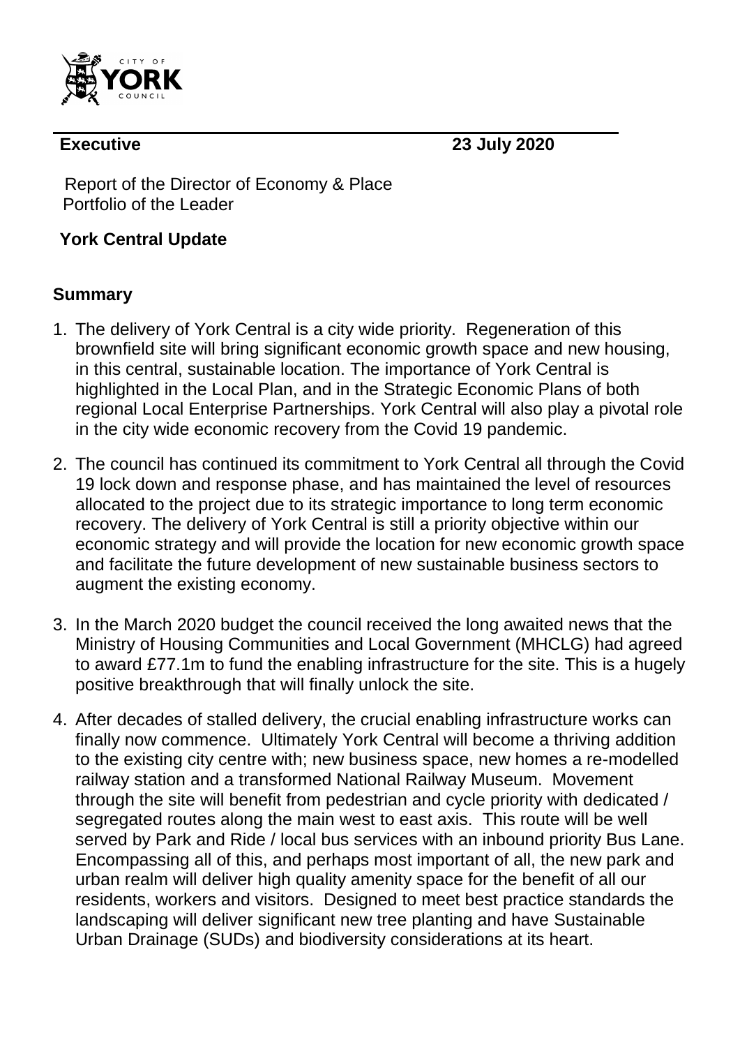**Executive** **23 July 2020**

Report of the Director of Economy & Place
Portfolio of the Leader

## York Central Update

### Summary

1. The delivery of York Central is a city wide priority. Regeneration of this brownfield site will bring significant economic growth space and new housing, in this central, sustainable location. The importance of York Central is highlighted in the Local Plan, and in the Strategic Economic Plans of both regional Local Enterprise Partnerships. York Central will also play a pivotal role in the city wide economic recovery from the Covid 19 pandemic.

2. The council has continued its commitment to York Central all through the Covid 19 lock down and response phase, and has maintained the level of resources allocated to the project due to its strategic importance to long term economic recovery. The delivery of York Central is still a priority objective within our economic strategy and will provide the location for new economic growth space and facilitate the future development of new sustainable business sectors to augment the existing economy.

3. In the March 2020 budget the council received the long awaited news that the Ministry of Housing Communities and Local Government (MHCLG) had agreed to award £77.1m to fund the enabling infrastructure for the site. This is a hugely positive breakthrough that will finally unlock the site.

4. After decades of stalled delivery, the crucial enabling infrastructure works can finally now commence. Ultimately York Central will become a thriving addition to the existing city centre with; new business space, new homes a re-modelled railway station and a transformed National Railway Museum. Movement through the site will benefit from pedestrian and cycle priority with dedicated / segregated routes along the main west to east axis. This route will be well served by Park and Ride / local bus services with an inbound priority Bus Lane. Encompassing all of this, and perhaps most important of all, the new park and urban realm will deliver high quality amenity space for the benefit of all our residents, workers and visitors. Designed to meet best practice standards the landscaping will deliver significant new tree planting and have Sustainable Urban Drainage (SUDs) and biodiversity considerations at its heart.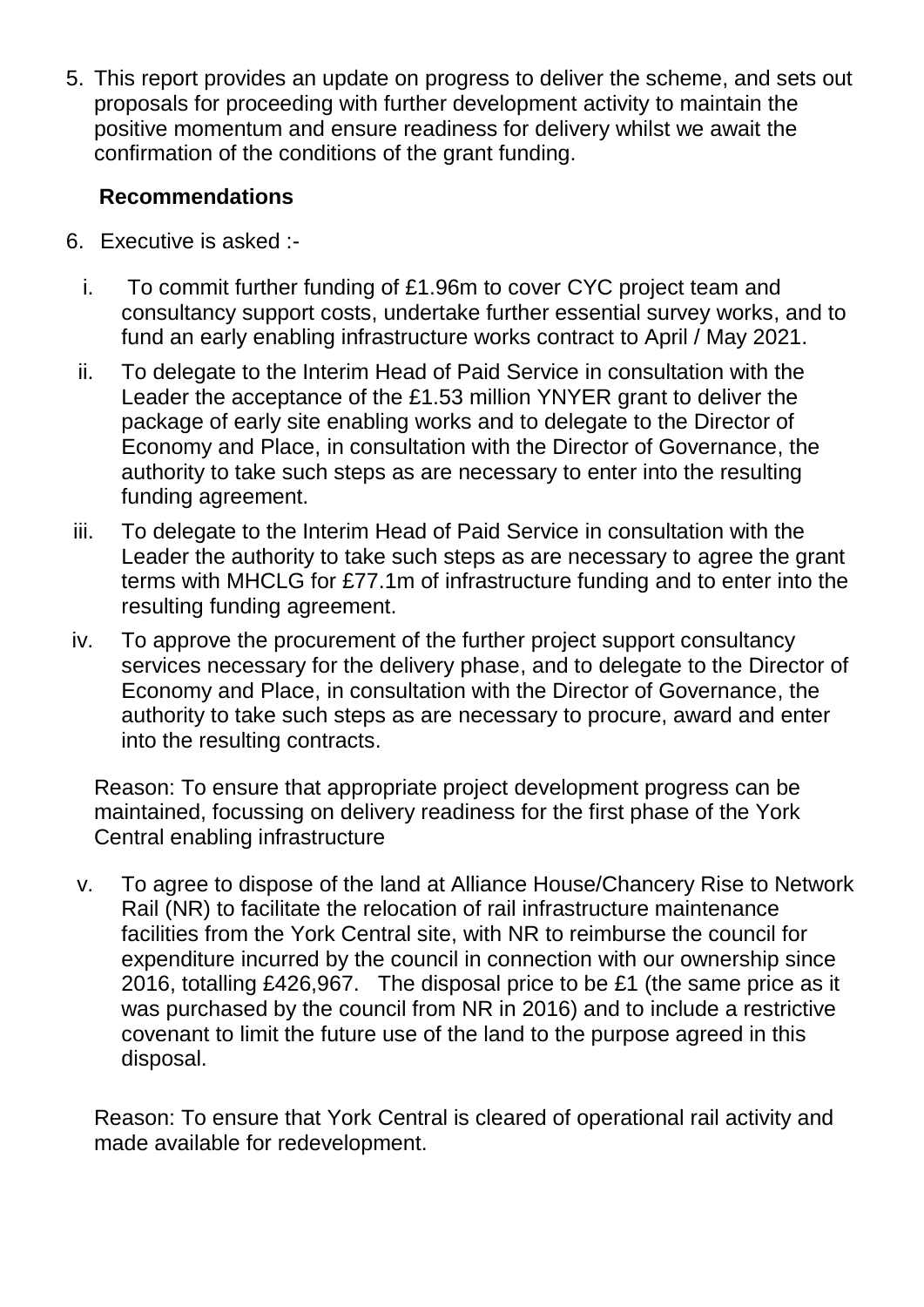5. This report provides an update on progress to deliver the scheme, and sets out proposals for proceeding with further development activity to maintain the positive momentum and ensure readiness for delivery whilst we await the confirmation of the conditions of the grant funding.

**Recommendations**

6. Executive is asked :-

   i. To commit further funding of £1.96m to cover CYC project team and consultancy support costs, undertake further essential survey works, and to fund an early enabling infrastructure works contract to April / May 2021.

   ii. To delegate to the Interim Head of Paid Service in consultation with the Leader the acceptance of the £1.53 million YNYER grant to deliver the package of early site enabling works and to delegate to the Director of Economy and Place, in consultation with the Director of Governance, the authority to take such steps as are necessary to enter into the resulting funding agreement.

   iii. To delegate to the Interim Head of Paid Service in consultation with the Leader the authority to take such steps as are necessary to agree the grant terms with MHCLG for £77.1m of infrastructure funding and to enter into the resulting funding agreement.

   iv. To approve the procurement of the further project support consultancy services necessary for the delivery phase, and to delegate to the Director of Economy and Place, in consultation with the Director of Governance, the authority to take such steps as are necessary to procure, award and enter into the resulting contracts.

   Reason: To ensure that appropriate project development progress can be maintained, focussing on delivery readiness for the first phase of the York Central enabling infrastructure

   v. To agree to dispose of the land at Alliance House/Chancery Rise to Network Rail (NR) to facilitate the relocation of rail infrastructure maintenance facilities from the York Central site, with NR to reimburse the council for expenditure incurred by the council in connection with our ownership since 2016, totalling £426,967. The disposal price to be £1 (the same price as it was purchased by the council from NR in 2016) and to include a restrictive covenant to limit the future use of the land to the purpose agreed in this disposal.

   Reason: To ensure that York Central is cleared of operational rail activity and made available for redevelopment.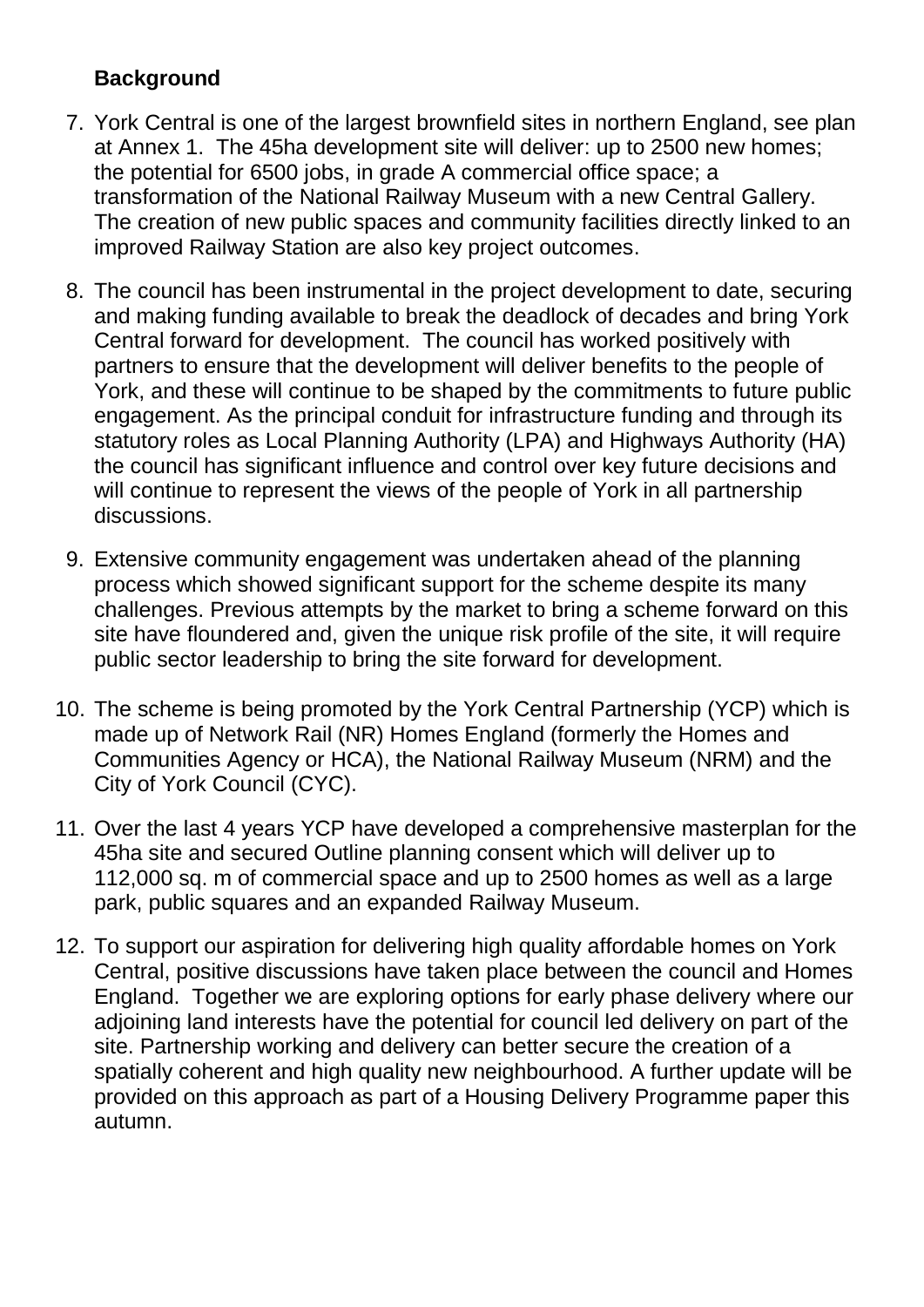**Background**

7. York Central is one of the largest brownfield sites in northern England, see plan at Annex 1. The 45ha development site will deliver: up to 2500 new homes; the potential for 6500 jobs, in grade A commercial office space; a transformation of the National Railway Museum with a new Central Gallery. The creation of new public spaces and community facilities directly linked to an improved Railway Station are also key project outcomes.

8. The council has been instrumental in the project development to date, securing and making funding available to break the deadlock of decades and bring York Central forward for development. The council has worked positively with partners to ensure that the development will deliver benefits to the people of York, and these will continue to be shaped by the commitments to future public engagement. As the principal conduit for infrastructure funding and through its statutory roles as Local Planning Authority (LPA) and Highways Authority (HA) the council has significant influence and control over key future decisions and will continue to represent the views of the people of York in all partnership discussions.

9. Extensive community engagement was undertaken ahead of the planning process which showed significant support for the scheme despite its many challenges. Previous attempts by the market to bring a scheme forward on this site have floundered and, given the unique risk profile of the site, it will require public sector leadership to bring the site forward for development.

10. The scheme is being promoted by the York Central Partnership (YCP) which is made up of Network Rail (NR) Homes England (formerly the Homes and Communities Agency or HCA), the National Railway Museum (NRM) and the City of York Council (CYC).

11. Over the last 4 years YCP have developed a comprehensive masterplan for the 45ha site and secured Outline planning consent which will deliver up to 112,000 sq. m of commercial space and up to 2500 homes as well as a large park, public squares and an expanded Railway Museum.

12. To support our aspiration for delivering high quality affordable homes on York Central, positive discussions have taken place between the council and Homes England. Together we are exploring options for early phase delivery where our adjoining land interests have the potential for council led delivery on part of the site. Partnership working and delivery can better secure the creation of a spatially coherent and high quality new neighbourhood. A further update will be provided on this approach as part of a Housing Delivery Programme paper this autumn.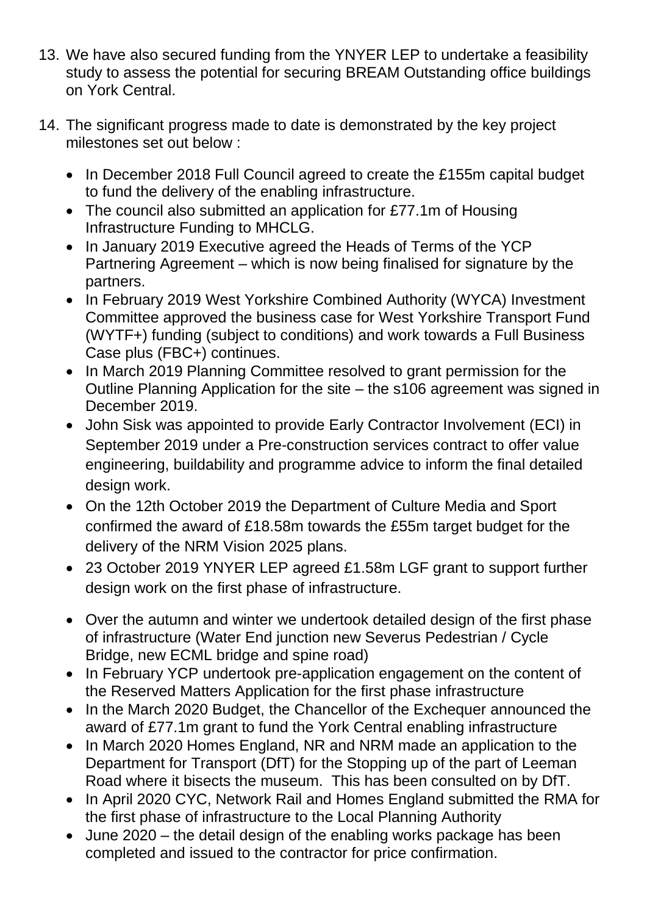13. We have also secured funding from the YNYER LEP to undertake a feasibility study to assess the potential for securing BREAM Outstanding office buildings on York Central.

14. The significant progress made to date is demonstrated by the key project milestones set out below :

    - In December 2018 Full Council agreed to create the £155m capital budget to fund the delivery of the enabling infrastructure.
    - The council also submitted an application for £77.1m of Housing Infrastructure Funding to MHCLG.
    - In January 2019 Executive agreed the Heads of Terms of the YCP Partnering Agreement – which is now being finalised for signature by the partners.
    - In February 2019 West Yorkshire Combined Authority (WYCA) Investment Committee approved the business case for West Yorkshire Transport Fund (WYTF+) funding (subject to conditions) and work towards a Full Business Case plus (FBC+) continues.
    - In March 2019 Planning Committee resolved to grant permission for the Outline Planning Application for the site – the s106 agreement was signed in December 2019.
    - John Sisk was appointed to provide Early Contractor Involvement (ECI) in September 2019 under a Pre-construction services contract to offer value engineering, buildability and programme advice to inform the final detailed design work.
    - On the 12th October 2019 the Department of Culture Media and Sport confirmed the award of £18.58m towards the £55m target budget for the delivery of the NRM Vision 2025 plans.
    - 23 October 2019 YNYER LEP agreed £1.58m LGF grant to support further design work on the first phase of infrastructure.
    - Over the autumn and winter we undertook detailed design of the first phase of infrastructure (Water End junction new Severus Pedestrian / Cycle Bridge, new ECML bridge and spine road)
    - In February YCP undertook pre-application engagement on the content of the Reserved Matters Application for the first phase infrastructure
    - In the March 2020 Budget, the Chancellor of the Exchequer announced the award of £77.1m grant to fund the York Central enabling infrastructure
    - In March 2020 Homes England, NR and NRM made an application to the Department for Transport (DfT) for the Stopping up of the part of Leeman Road where it bisects the museum. This has been consulted on by DfT.
    - In April 2020 CYC, Network Rail and Homes England submitted the RMA for the first phase of infrastructure to the Local Planning Authority
    - June 2020 – the detail design of the enabling works package has been completed and issued to the contractor for price confirmation.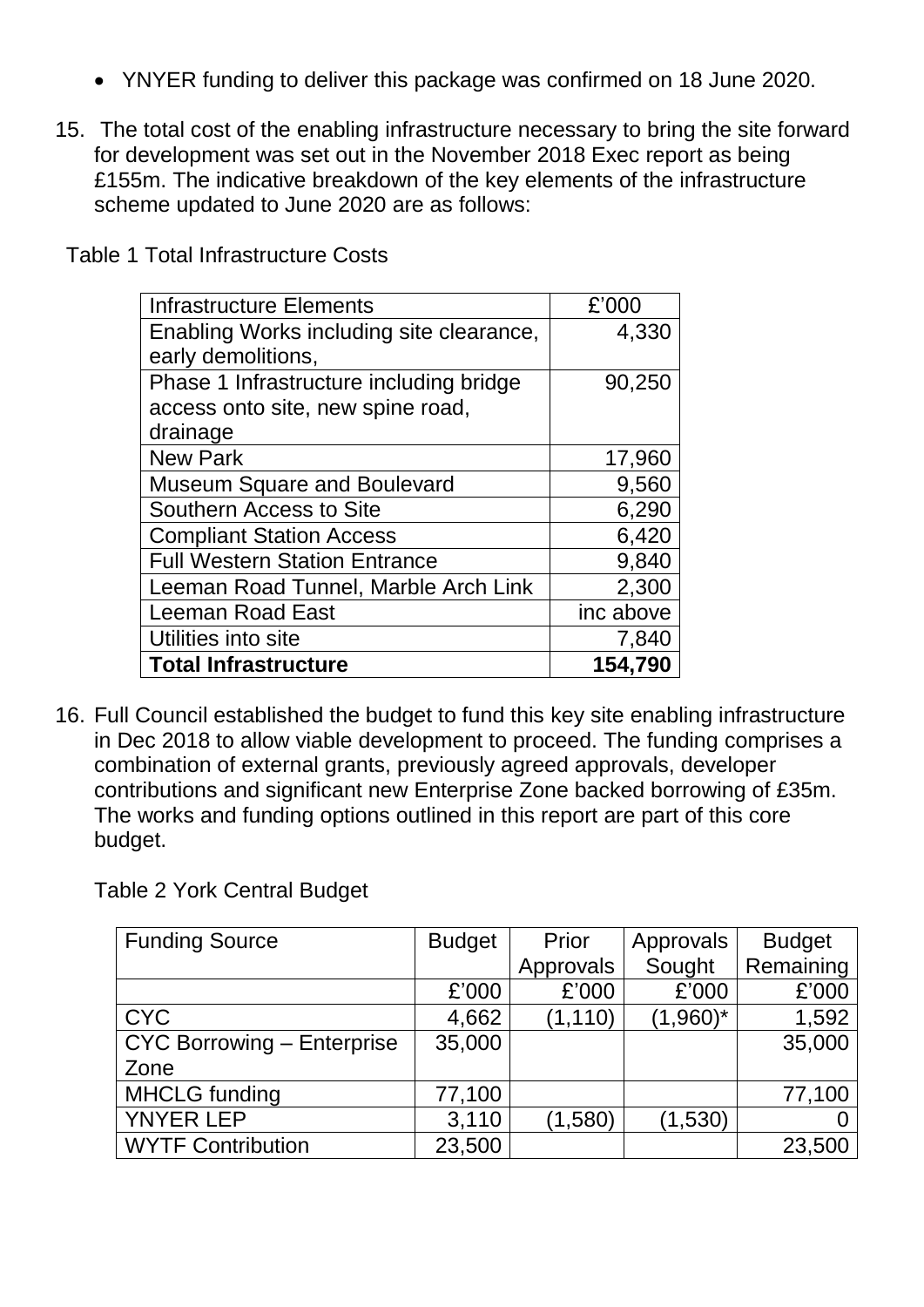- YNYER funding to deliver this package was confirmed on 18 June 2020.

15. The total cost of the enabling infrastructure necessary to bring the site forward for development was set out in the November 2018 Exec report as being £155m. The indicative breakdown of the key elements of the infrastructure scheme updated to June 2020 are as follows:

Table 1 Total Infrastructure Costs

| Infrastructure Elements | £'000 |
|---|---|
| Enabling Works including site clearance, early demolitions, | 4,330 |
| Phase 1 Infrastructure including bridge access onto site, new spine road, drainage | 90,250 |
| New Park | 17,960 |
| Museum Square and Boulevard | 9,560 |
| Southern Access to Site | 6,290 |
| Compliant Station Access | 6,420 |
| Full Western Station Entrance | 9,840 |
| Leeman Road Tunnel, Marble Arch Link | 2,300 |
| Leeman Road East | inc above |
| Utilities into site | 7,840 |
| **Total Infrastructure** | **154,790** |

16. Full Council established the budget to fund this key site enabling infrastructure in Dec 2018 to allow viable development to proceed. The funding comprises a combination of external grants, previously agreed approvals, developer contributions and significant new Enterprise Zone backed borrowing of £35m. The works and funding options outlined in this report are part of this core budget.

Table 2 York Central Budget

| Funding Source | Budget | Prior Approvals | Approvals Sought | Budget Remaining |
|---|---|---|---|---|
| | £'000 | £'000 | £'000 | £'000 |
| CYC | 4,662 | (1,110) | (1,960)* | 1,592 |
| CYC Borrowing – Enterprise Zone | 35,000 | | | 35,000 |
| MHCLG funding | 77,100 | | | 77,100 |
| YNYER LEP | 3,110 | (1,580) | (1,530) | 0 |
| WYTF Contribution | 23,500 | | | 23,500 |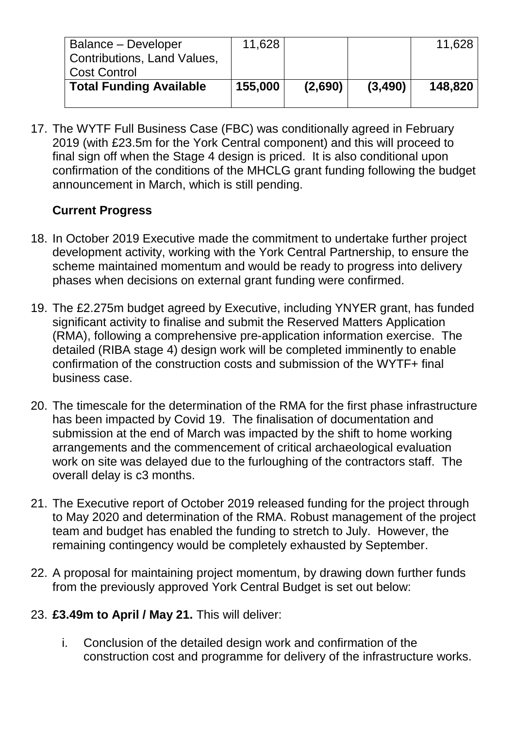| | | | | |
|---|---|---|---|---|
| Balance – Developer Contributions, Land Values, Cost Control | 11,628 | | | 11,628 |
| **Total Funding Available** | **155,000** | **(2,690)** | **(3,490)** | **148,820** |

17. The WYTF Full Business Case (FBC) was conditionally agreed in February 2019 (with £23.5m for the York Central component) and this will proceed to final sign off when the Stage 4 design is priced. It is also conditional upon confirmation of the conditions of the MHCLG grant funding following the budget announcement in March, which is still pending.

### Current Progress

18. In October 2019 Executive made the commitment to undertake further project development activity, working with the York Central Partnership, to ensure the scheme maintained momentum and would be ready to progress into delivery phases when decisions on external grant funding were confirmed.

19. The £2.275m budget agreed by Executive, including YNYER grant, has funded significant activity to finalise and submit the Reserved Matters Application (RMA), following a comprehensive pre-application information exercise. The detailed (RIBA stage 4) design work will be completed imminently to enable confirmation of the construction costs and submission of the WYTF+ final business case.

20. The timescale for the determination of the RMA for the first phase infrastructure has been impacted by Covid 19. The finalisation of documentation and submission at the end of March was impacted by the shift to home working arrangements and the commencement of critical archaeological evaluation work on site was delayed due to the furloughing of the contractors staff. The overall delay is c3 months.

21. The Executive report of October 2019 released funding for the project through to May 2020 and determination of the RMA. Robust management of the project team and budget has enabled the funding to stretch to July. However, the remaining contingency would be completely exhausted by September.

22. A proposal for maintaining project momentum, by drawing down further funds from the previously approved York Central Budget is set out below:

23. **£3.49m to April / May 21.** This will deliver:

    i. Conclusion of the detailed design work and confirmation of the construction cost and programme for delivery of the infrastructure works.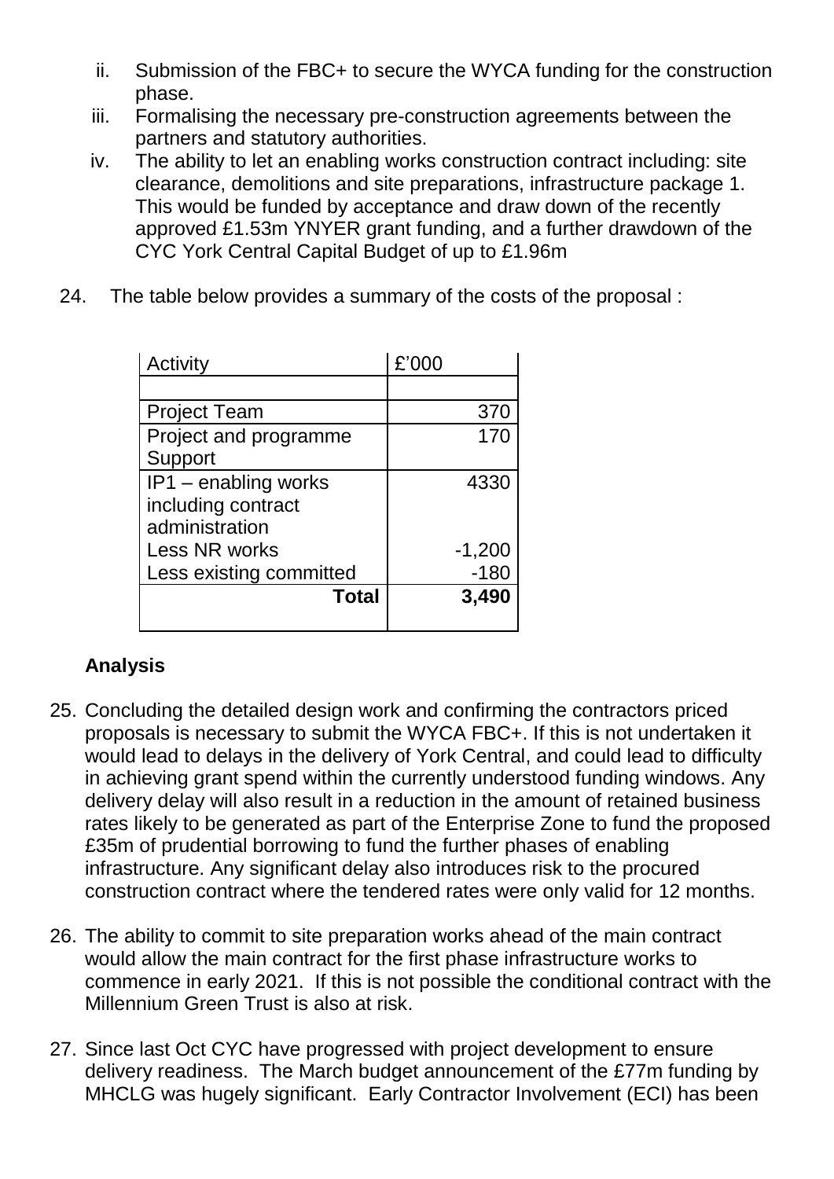ii. Submission of the FBC+ to secure the WYCA funding for the construction phase.
iii. Formalising the necessary pre-construction agreements between the partners and statutory authorities.
iv. The ability to let an enabling works construction contract including: site clearance, demolitions and site preparations, infrastructure package 1. This would be funded by acceptance and draw down of the recently approved £1.53m YNYER grant funding, and a further drawdown of the CYC York Central Capital Budget of up to £1.96m

24. The table below provides a summary of the costs of the proposal :

| Activity | £'000 |
|---|---|
| | |
| Project Team | 370 |
| Project and programme Support | 170 |
| IP1 – enabling works including contract administration | 4330 |
| Less NR works | -1,200 |
| Less existing committed | -180 |
| **Total** | **3,490** |

**Analysis**

25. Concluding the detailed design work and confirming the contractors priced proposals is necessary to submit the WYCA FBC+. If this is not undertaken it would lead to delays in the delivery of York Central, and could lead to difficulty in achieving grant spend within the currently understood funding windows. Any delivery delay will also result in a reduction in the amount of retained business rates likely to be generated as part of the Enterprise Zone to fund the proposed £35m of prudential borrowing to fund the further phases of enabling infrastructure. Any significant delay also introduces risk to the procured construction contract where the tendered rates were only valid for 12 months.

26. The ability to commit to site preparation works ahead of the main contract would allow the main contract for the first phase infrastructure works to commence in early 2021. If this is not possible the conditional contract with the Millennium Green Trust is also at risk.

27. Since last Oct CYC have progressed with project development to ensure delivery readiness. The March budget announcement of the £77m funding by MHCLG was hugely significant. Early Contractor Involvement (ECI) has been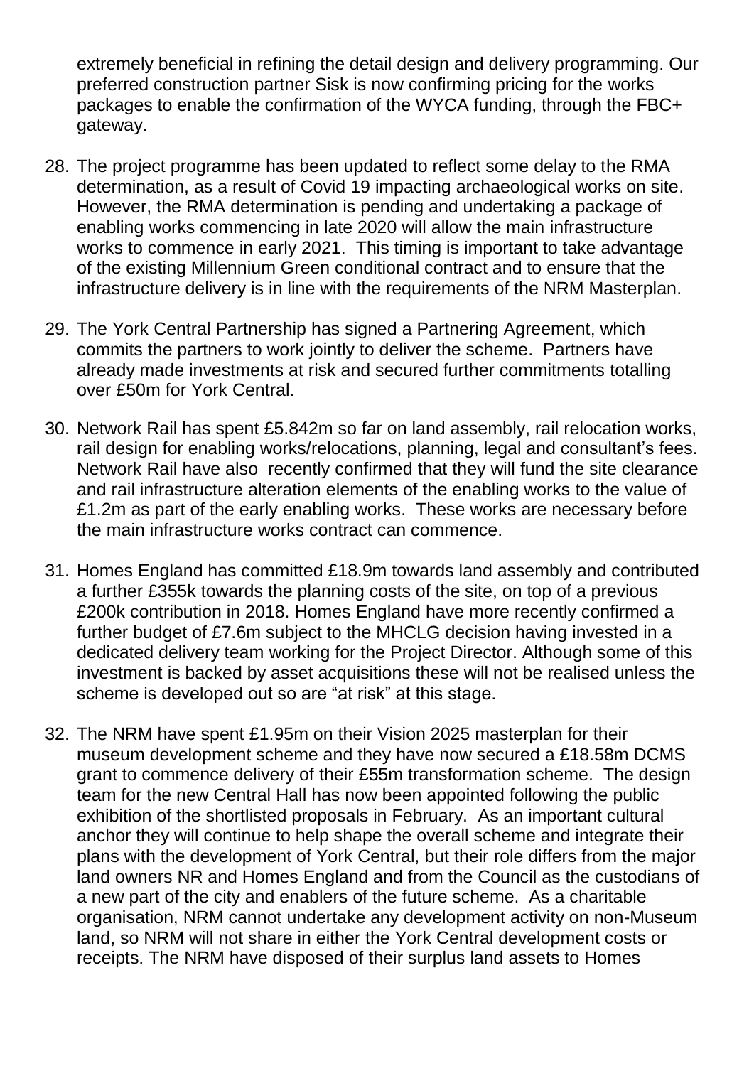extremely beneficial in refining the detail design and delivery programming. Our preferred construction partner Sisk is now confirming pricing for the works packages to enable the confirmation of the WYCA funding, through the FBC+ gateway.

28. The project programme has been updated to reflect some delay to the RMA determination, as a result of Covid 19 impacting archaeological works on site. However, the RMA determination is pending and undertaking a package of enabling works commencing in late 2020 will allow the main infrastructure works to commence in early 2021. This timing is important to take advantage of the existing Millennium Green conditional contract and to ensure that the infrastructure delivery is in line with the requirements of the NRM Masterplan.

29. The York Central Partnership has signed a Partnering Agreement, which commits the partners to work jointly to deliver the scheme. Partners have already made investments at risk and secured further commitments totalling over £50m for York Central.

30. Network Rail has spent £5.842m so far on land assembly, rail relocation works, rail design for enabling works/relocations, planning, legal and consultant's fees. Network Rail have also recently confirmed that they will fund the site clearance and rail infrastructure alteration elements of the enabling works to the value of £1.2m as part of the early enabling works. These works are necessary before the main infrastructure works contract can commence.

31. Homes England has committed £18.9m towards land assembly and contributed a further £355k towards the planning costs of the site, on top of a previous £200k contribution in 2018. Homes England have more recently confirmed a further budget of £7.6m subject to the MHCLG decision having invested in a dedicated delivery team working for the Project Director. Although some of this investment is backed by asset acquisitions these will not be realised unless the scheme is developed out so are "at risk" at this stage.

32. The NRM have spent £1.95m on their Vision 2025 masterplan for their museum development scheme and they have now secured a £18.58m DCMS grant to commence delivery of their £55m transformation scheme. The design team for the new Central Hall has now been appointed following the public exhibition of the shortlisted proposals in February. As an important cultural anchor they will continue to help shape the overall scheme and integrate their plans with the development of York Central, but their role differs from the major land owners NR and Homes England and from the Council as the custodians of a new part of the city and enablers of the future scheme. As a charitable organisation, NRM cannot undertake any development activity on non-Museum land, so NRM will not share in either the York Central development costs or receipts. The NRM have disposed of their surplus land assets to Homes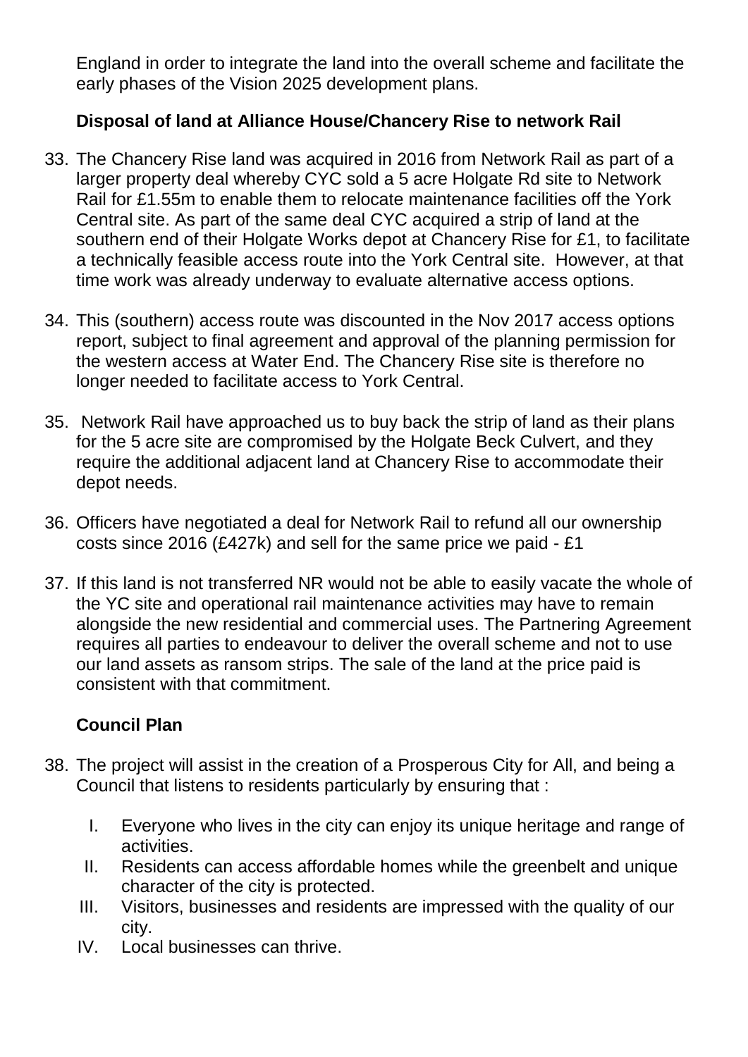England in order to integrate the land into the overall scheme and facilitate the early phases of the Vision 2025 development plans.

**Disposal of land at Alliance House/Chancery Rise to network Rail**

33. The Chancery Rise land was acquired in 2016 from Network Rail as part of a larger property deal whereby CYC sold a 5 acre Holgate Rd site to Network Rail for £1.55m to enable them to relocate maintenance facilities off the York Central site. As part of the same deal CYC acquired a strip of land at the southern end of their Holgate Works depot at Chancery Rise for £1, to facilitate a technically feasible access route into the York Central site. However, at that time work was already underway to evaluate alternative access options.

34. This (southern) access route was discounted in the Nov 2017 access options report, subject to final agreement and approval of the planning permission for the western access at Water End. The Chancery Rise site is therefore no longer needed to facilitate access to York Central.

35. Network Rail have approached us to buy back the strip of land as their plans for the 5 acre site are compromised by the Holgate Beck Culvert, and they require the additional adjacent land at Chancery Rise to accommodate their depot needs.

36. Officers have negotiated a deal for Network Rail to refund all our ownership costs since 2016 (£427k) and sell for the same price we paid - £1

37. If this land is not transferred NR would not be able to easily vacate the whole of the YC site and operational rail maintenance activities may have to remain alongside the new residential and commercial uses. The Partnering Agreement requires all parties to endeavour to deliver the overall scheme and not to use our land assets as ransom strips. The sale of the land at the price paid is consistent with that commitment.

**Council Plan**

38. The project will assist in the creation of a Prosperous City for All, and being a Council that listens to residents particularly by ensuring that :

    I. Everyone who lives in the city can enjoy its unique heritage and range of activities.
    II. Residents can access affordable homes while the greenbelt and unique character of the city is protected.
    III. Visitors, businesses and residents are impressed with the quality of our city.
    IV. Local businesses can thrive.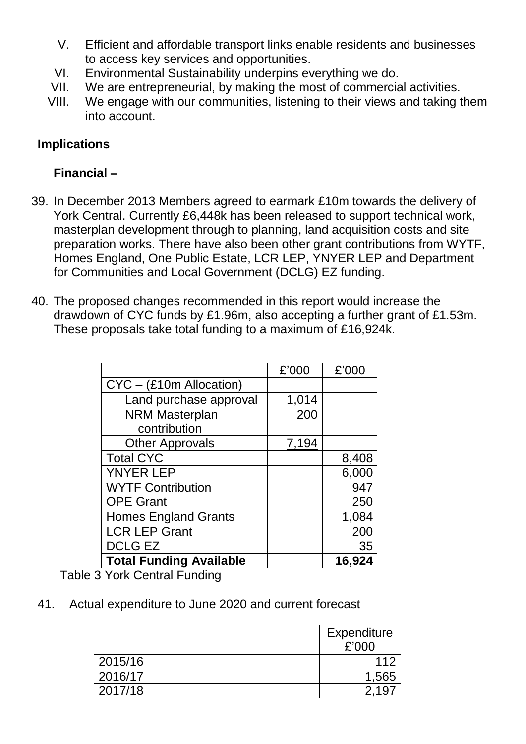V. Efficient and affordable transport links enable residents and businesses to access key services and opportunities.
VI. Environmental Sustainability underpins everything we do.
VII. We are entrepreneurial, by making the most of commercial activities.
VIII. We engage with our communities, listening to their views and taking them into account.

**Implications**

**Financial –**

39. In December 2013 Members agreed to earmark £10m towards the delivery of York Central. Currently £6,448k has been released to support technical work, masterplan development through to planning, land acquisition costs and site preparation works. There have also been other grant contributions from WYTF, Homes England, One Public Estate, LCR LEP, YNYER LEP and Department for Communities and Local Government (DCLG) EZ funding.

40. The proposed changes recommended in this report would increase the drawdown of CYC funds by £1.96m, also accepting a further grant of £1.53m. These proposals take total funding to a maximum of £16,924k.

| | £'000 | £'000 |
|---|---|---|
| CYC – (£10m Allocation) | | |
| Land purchase approval | 1,014 | |
| NRM Masterplan contribution | 200 | |
| Other Approvals | 7,194 | |
| Total CYC | | 8,408 |
| YNYER LEP | | 6,000 |
| WYTF Contribution | | 947 |
| OPE Grant | | 250 |
| Homes England Grants | | 1,084 |
| LCR LEP Grant | | 200 |
| DCLG EZ | | 35 |
| **Total Funding Available** | | **16,924** |

Table 3 York Central Funding

41. Actual expenditure to June 2020 and current forecast

| | Expenditure £'000 |
|---|---|
| 2015/16 | 112 |
| 2016/17 | 1,565 |
| 2017/18 | 2,197 |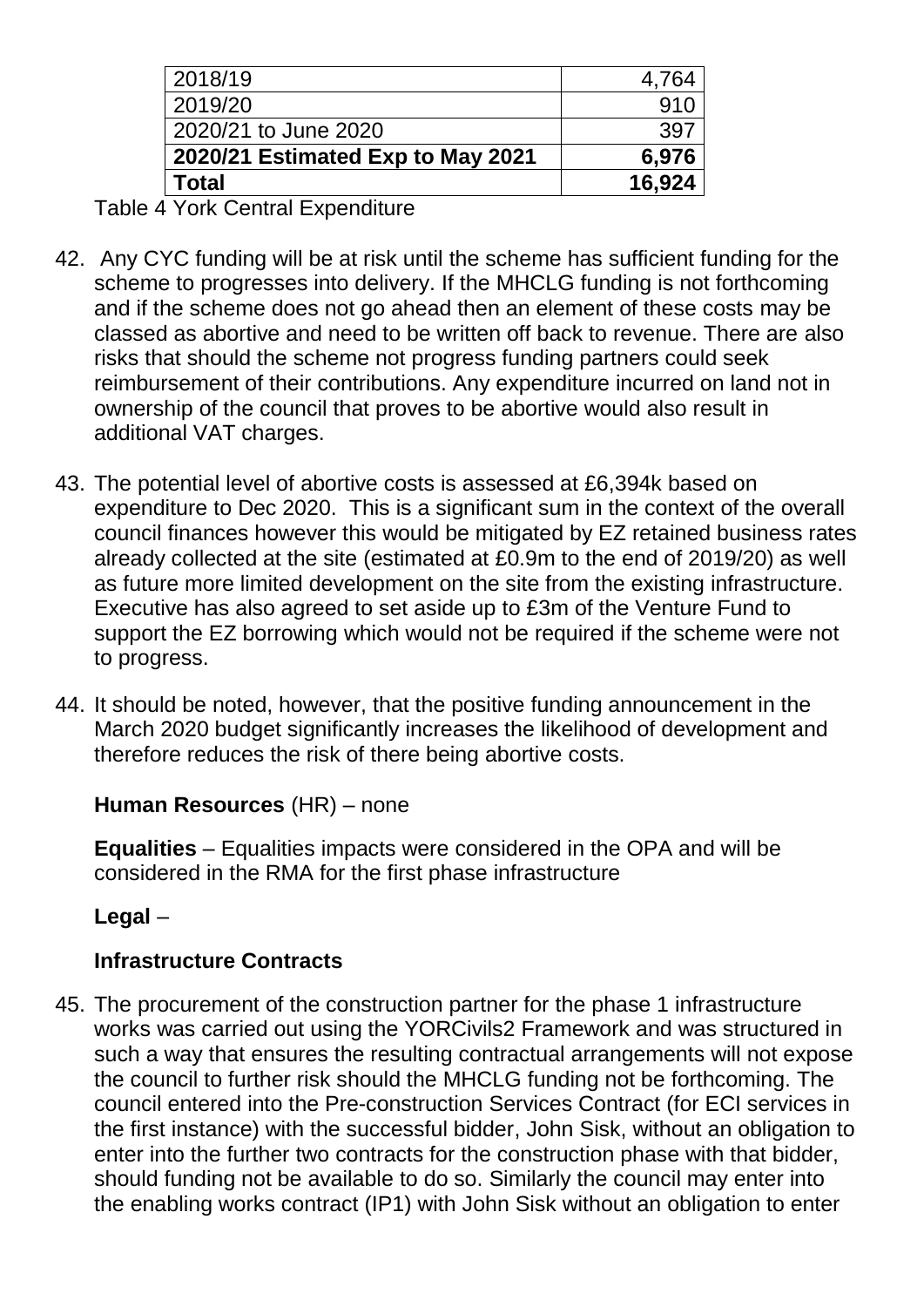| 2018/19 | 4,764 |
|---|---|
| 2019/20 | 910 |
| 2020/21 to June 2020 | 397 |
| **2020/21 Estimated Exp to May 2021** | **6,976** |
| **Total** | **16,924** |

Table 4 York Central Expenditure

42. Any CYC funding will be at risk until the scheme has sufficient funding for the scheme to progresses into delivery. If the MHCLG funding is not forthcoming and if the scheme does not go ahead then an element of these costs may be classed as abortive and need to be written off back to revenue. There are also risks that should the scheme not progress funding partners could seek reimbursement of their contributions. Any expenditure incurred on land not in ownership of the council that proves to be abortive would also result in additional VAT charges.

43. The potential level of abortive costs is assessed at £6,394k based on expenditure to Dec 2020. This is a significant sum in the context of the overall council finances however this would be mitigated by EZ retained business rates already collected at the site (estimated at £0.9m to the end of 2019/20) as well as future more limited development on the site from the existing infrastructure. Executive has also agreed to set aside up to £3m of the Venture Fund to support the EZ borrowing which would not be required if the scheme were not to progress.

44. It should be noted, however, that the positive funding announcement in the March 2020 budget significantly increases the likelihood of development and therefore reduces the risk of there being abortive costs.

**Human Resources** (HR) – none

**Equalities** – Equalities impacts were considered in the OPA and will be considered in the RMA for the first phase infrastructure

**Legal** –

**Infrastructure Contracts**

45. The procurement of the construction partner for the phase 1 infrastructure works was carried out using the YORCivils2 Framework and was structured in such a way that ensures the resulting contractual arrangements will not expose the council to further risk should the MHCLG funding not be forthcoming. The council entered into the Pre-construction Services Contract (for ECI services in the first instance) with the successful bidder, John Sisk, without an obligation to enter into the further two contracts for the construction phase with that bidder, should funding not be available to do so. Similarly the council may enter into the enabling works contract (IP1) with John Sisk without an obligation to enter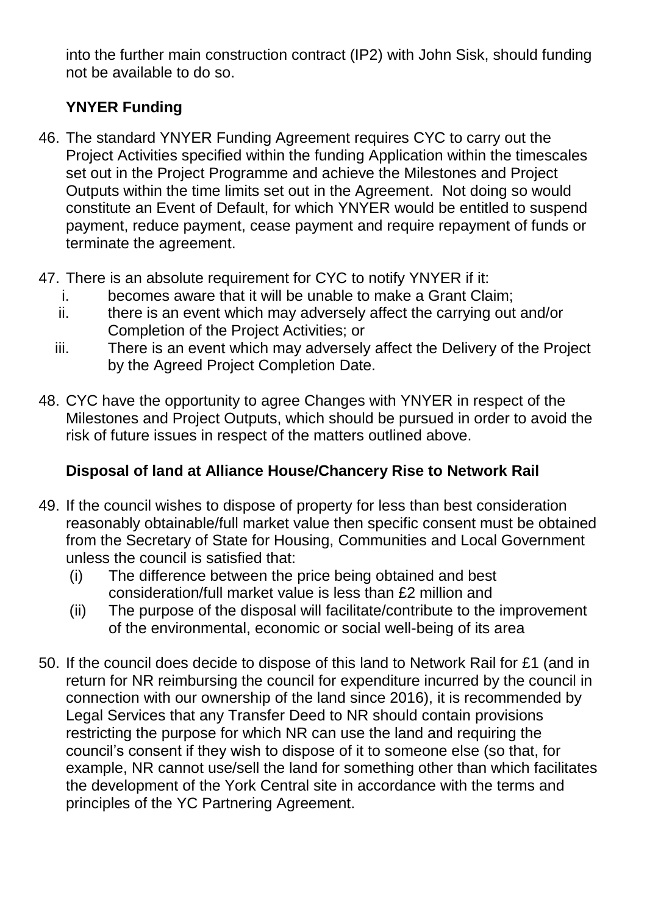into the further main construction contract (IP2) with John Sisk, should funding not be available to do so.

**YNYER Funding**

46. The standard YNYER Funding Agreement requires CYC to carry out the Project Activities specified within the funding Application within the timescales set out in the Project Programme and achieve the Milestones and Project Outputs within the time limits set out in the Agreement. Not doing so would constitute an Event of Default, for which YNYER would be entitled to suspend payment, reduce payment, cease payment and require repayment of funds or terminate the agreement.

47. There is an absolute requirement for CYC to notify YNYER if it:
    i. becomes aware that it will be unable to make a Grant Claim;
    ii. there is an event which may adversely affect the carrying out and/or Completion of the Project Activities; or
    iii. There is an event which may adversely affect the Delivery of the Project by the Agreed Project Completion Date.

48. CYC have the opportunity to agree Changes with YNYER in respect of the Milestones and Project Outputs, which should be pursued in order to avoid the risk of future issues in respect of the matters outlined above.

**Disposal of land at Alliance House/Chancery Rise to Network Rail**

49. If the council wishes to dispose of property for less than best consideration reasonably obtainable/full market value then specific consent must be obtained from the Secretary of State for Housing, Communities and Local Government unless the council is satisfied that:
    (i) The difference between the price being obtained and best consideration/full market value is less than £2 million and
    (ii) The purpose of the disposal will facilitate/contribute to the improvement of the environmental, economic or social well-being of its area

50. If the council does decide to dispose of this land to Network Rail for £1 (and in return for NR reimbursing the council for expenditure incurred by the council in connection with our ownership of the land since 2016), it is recommended by Legal Services that any Transfer Deed to NR should contain provisions restricting the purpose for which NR can use the land and requiring the council's consent if they wish to dispose of it to someone else (so that, for example, NR cannot use/sell the land for something other than which facilitates the development of the York Central site in accordance with the terms and principles of the YC Partnering Agreement.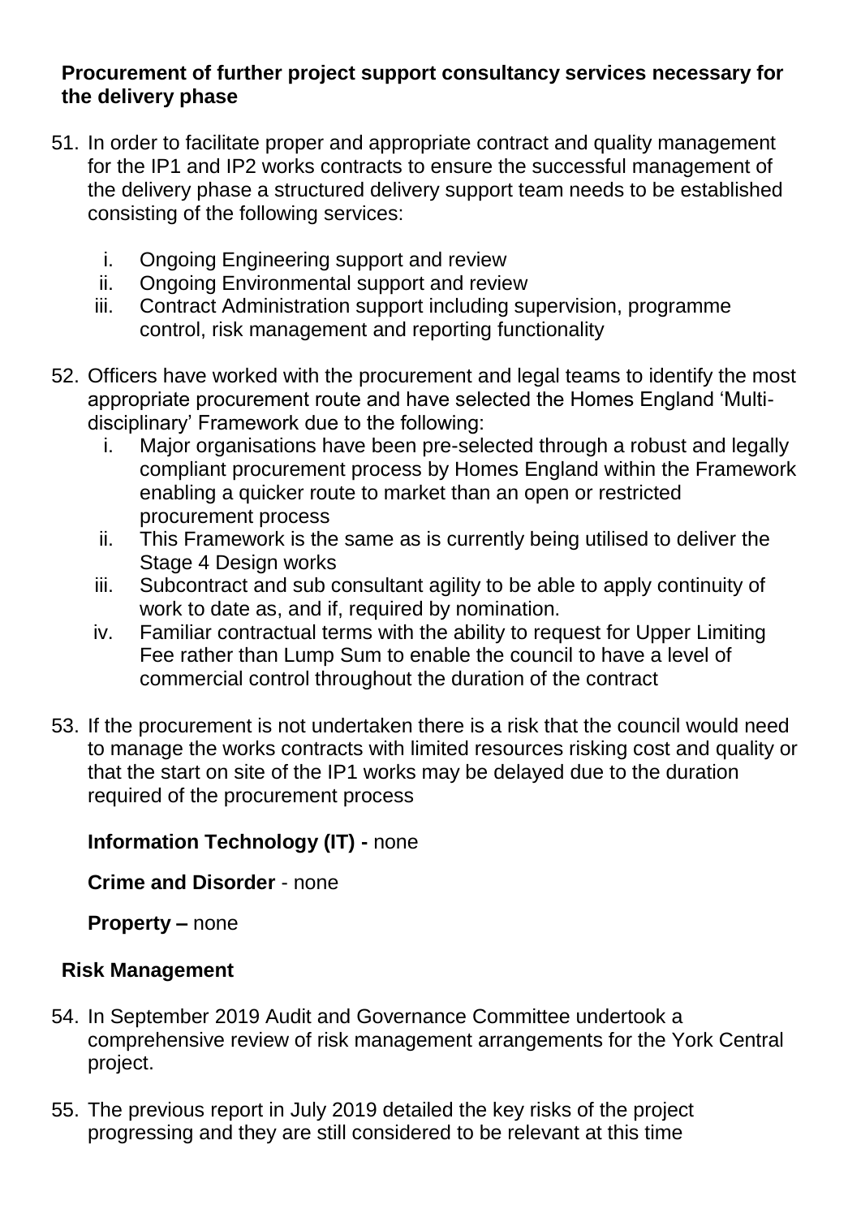**Procurement of further project support consultancy services necessary for the delivery phase**

51. In order to facilitate proper and appropriate contract and quality management for the IP1 and IP2 works contracts to ensure the successful management of the delivery phase a structured delivery support team needs to be established consisting of the following services:

    i. Ongoing Engineering support and review
    ii. Ongoing Environmental support and review
    iii. Contract Administration support including supervision, programme control, risk management and reporting functionality

52. Officers have worked with the procurement and legal teams to identify the most appropriate procurement route and have selected the Homes England 'Multi-disciplinary' Framework due to the following:
    i. Major organisations have been pre-selected through a robust and legally compliant procurement process by Homes England within the Framework enabling a quicker route to market than an open or restricted procurement process
    ii. This Framework is the same as is currently being utilised to deliver the Stage 4 Design works
    iii. Subcontract and sub consultant agility to be able to apply continuity of work to date as, and if, required by nomination.
    iv. Familiar contractual terms with the ability to request for Upper Limiting Fee rather than Lump Sum to enable the council to have a level of commercial control throughout the duration of the contract

53. If the procurement is not undertaken there is a risk that the council would need to manage the works contracts with limited resources risking cost and quality or that the start on site of the IP1 works may be delayed due to the duration required of the procurement process

**Information Technology (IT) -** none

**Crime and Disorder** - none

**Property –** none

**Risk Management**

54. In September 2019 Audit and Governance Committee undertook a comprehensive review of risk management arrangements for the York Central project.

55. The previous report in July 2019 detailed the key risks of the project progressing and they are still considered to be relevant at this time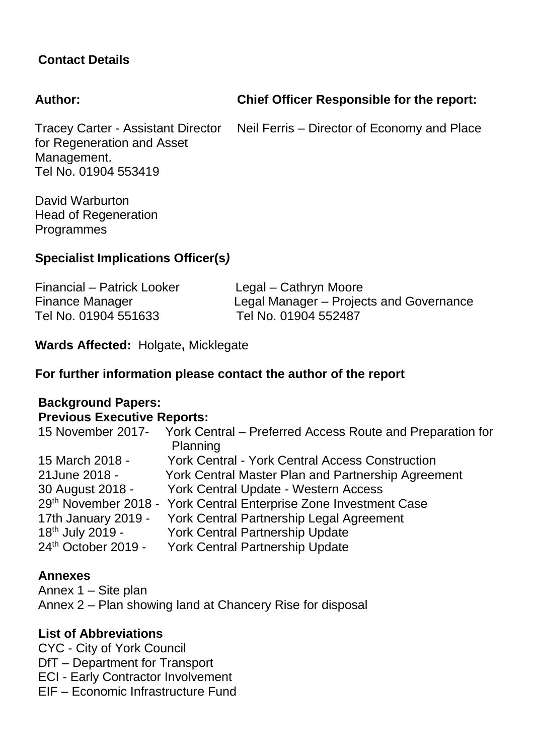**Contact Details**

**Author:**

Tracey Carter - Assistant Director for Regeneration and Asset Management.
Tel No. 01904 553419

David Warburton
Head of Regeneration Programmes

**Chief Officer Responsible for the report:**

Neil Ferris – Director of Economy and Place

**Specialist Implications Officer(s*)***

Financial – Patrick Looker
Finance Manager
Tel No. 01904 551633

Legal – Cathryn Moore
Legal Manager – Projects and Governance
Tel No. 01904 552487

**Wards Affected:** Holgate**,** Micklegate

**For further information please contact the author of the report**

**Background Papers:**
**Previous Executive Reports:**

15 November 2017- York Central – Preferred Access Route and Preparation for Planning
15 March 2018 - York Central - York Central Access Construction
21June 2018 - York Central Master Plan and Partnership Agreement
30 August 2018 - York Central Update - Western Access
29th November 2018 - York Central Enterprise Zone Investment Case
17th January 2019 - York Central Partnership Legal Agreement
18th July 2019 - York Central Partnership Update
24th October 2019 - York Central Partnership Update

**Annexes**
Annex 1 – Site plan
Annex 2 – Plan showing land at Chancery Rise for disposal

**List of Abbreviations**
CYC - City of York Council
DfT – Department for Transport
ECI - Early Contractor Involvement
EIF – Economic Infrastructure Fund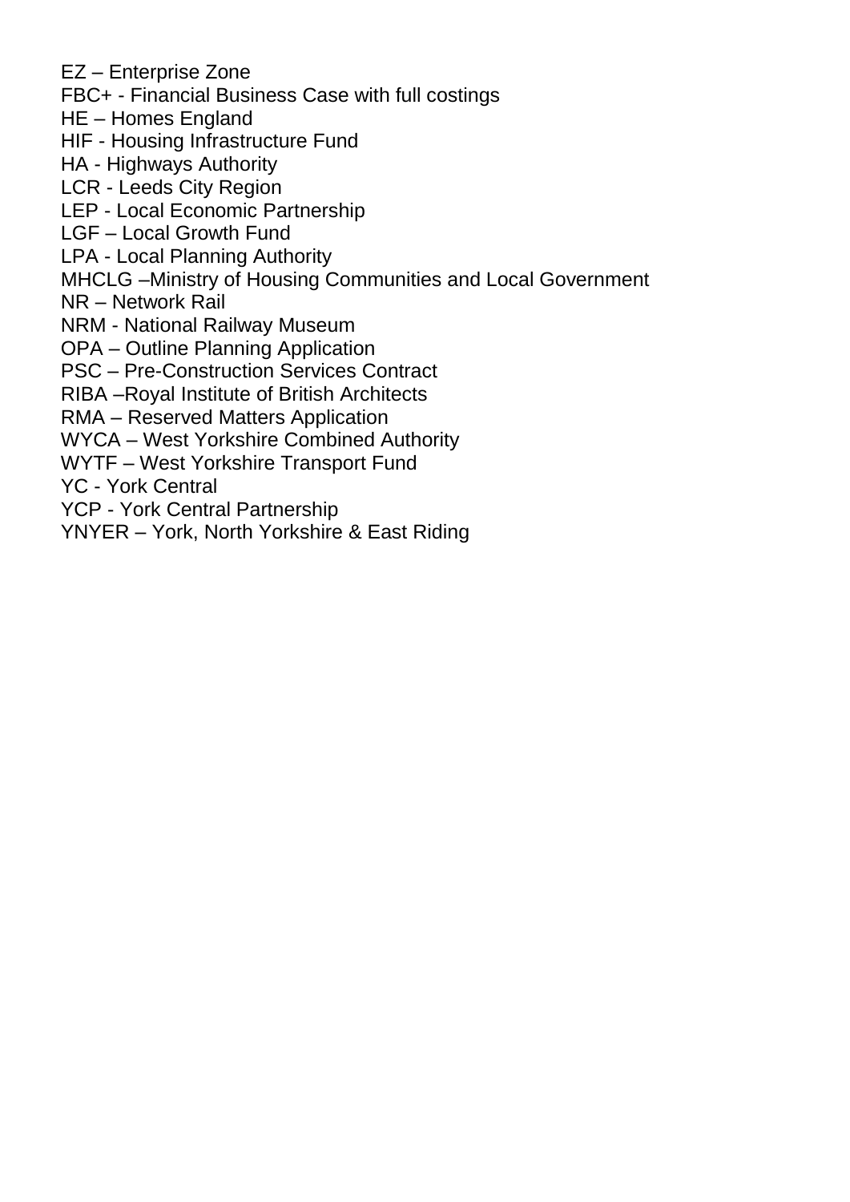EZ – Enterprise Zone
FBC+ - Financial Business Case with full costings
HE – Homes England
HIF - Housing Infrastructure Fund
HA - Highways Authority
LCR - Leeds City Region
LEP - Local Economic Partnership
LGF – Local Growth Fund
LPA - Local Planning Authority
MHCLG –Ministry of Housing Communities and Local Government
NR – Network Rail
NRM - National Railway Museum
OPA – Outline Planning Application
PSC – Pre-Construction Services Contract
RIBA –Royal Institute of British Architects
RMA – Reserved Matters Application
WYCA – West Yorkshire Combined Authority
WYTF – West Yorkshire Transport Fund
YC - York Central
YCP - York Central Partnership
YNYER – York, North Yorkshire & East Riding